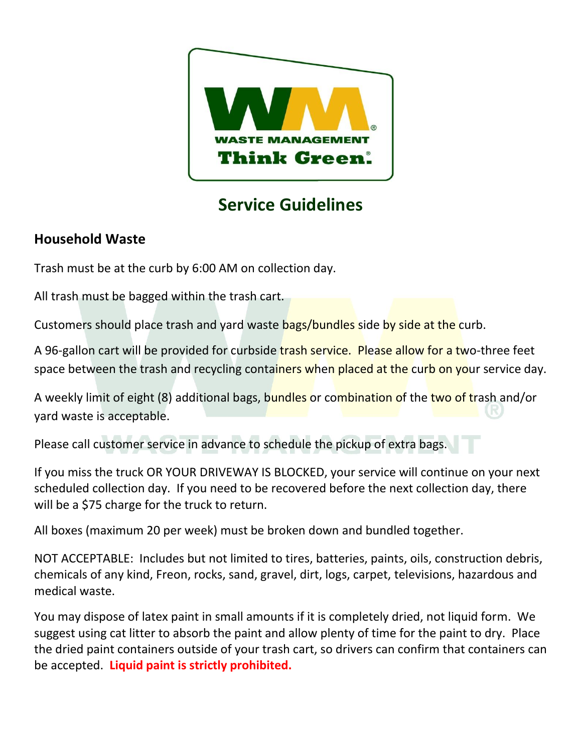WASTE MANAGEMENT

Think Green.

# Service Guidelines

## Household Waste

Trash must be at the curb by 6:00 AM on collection day.

All trash must be bagged within the trash cart.

Customers should place trash and yard waste bags/bundles side by side at the curb.

A 96-gallon cart will be provided for curbside trash service. Please allow for a two-three feet space between the trash and recycling containers when placed at the curb on your service day.

A weekly limit of eight (8) additional bags, bundles or combination of the two of trash and/or yard waste is acceptable.

Please call customer service in advance to schedule the pickup of extra bags.

If you miss the truck OR YOUR DRIVEWAY IS BLOCKED, your service will continue on your next scheduled collection day. If you need to be recovered before the next collection day, there will be a $75 charge for the truck to return.

All boxes (maximum 20 per week) must be broken down and bundled together.

NOT ACCEPTABLE: Includes but not limited to tires, batteries, paints, oils, construction debris, chemicals of any kind, Freon, rocks, sand, gravel, dirt, logs, carpet, televisions, hazardous and medical waste.

You may dispose of latex paint in small amounts if it is completely dried, not liquid form. We suggest using cat litter to absorb the paint and allow plenty of time for the paint to dry. Place the dried paint containers outside of your trash cart, so drivers can confirm that containers can be accepted. **Liquid paint is strictly prohibited.**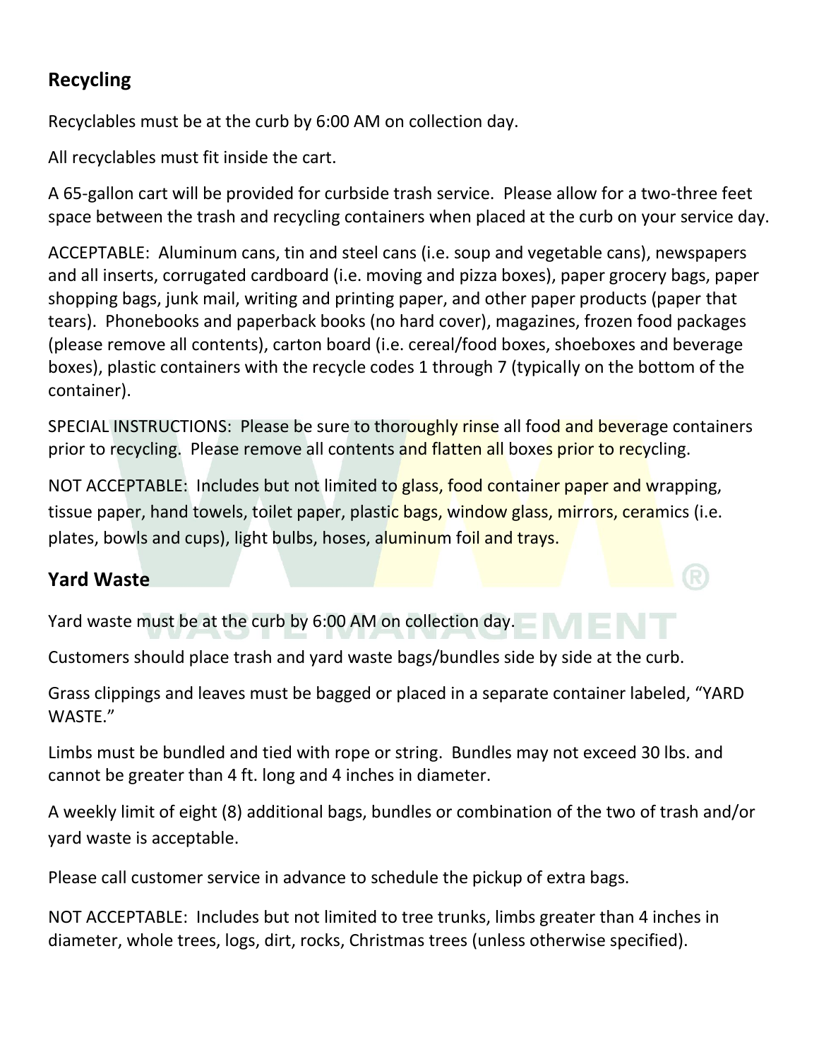## Recycling

Recyclables must be at the curb by 6:00 AM on collection day.

All recyclables must fit inside the cart.

A 65-gallon cart will be provided for curbside trash service. Please allow for a two-three feet space between the trash and recycling containers when placed at the curb on your service day.

ACCEPTABLE: Aluminum cans, tin and steel cans (i.e. soup and vegetable cans), newspapers and all inserts, corrugated cardboard (i.e. moving and pizza boxes), paper grocery bags, paper shopping bags, junk mail, writing and printing paper, and other paper products (paper that tears). Phonebooks and paperback books (no hard cover), magazines, frozen food packages (please remove all contents), carton board (i.e. cereal/food boxes, shoeboxes and beverage boxes), plastic containers with the recycle codes 1 through 7 (typically on the bottom of the container).

SPECIAL INSTRUCTIONS: Please be sure to thoroughly rinse all food and beverage containers prior to recycling. Please remove all contents and flatten all boxes prior to recycling.

NOT ACCEPTABLE: Includes but not limited to glass, food container paper and wrapping, tissue paper, hand towels, toilet paper, plastic bags, window glass, mirrors, ceramics (i.e. plates, bowls and cups), light bulbs, hoses, aluminum foil and trays.

## Yard Waste

Yard waste must be at the curb by 6:00 AM on collection day.

Customers should place trash and yard waste bags/bundles side by side at the curb.

Grass clippings and leaves must be bagged or placed in a separate container labeled, "YARD WASTE."

Limbs must be bundled and tied with rope or string. Bundles may not exceed 30 lbs. and cannot be greater than 4 ft. long and 4 inches in diameter.

A weekly limit of eight (8) additional bags, bundles or combination of the two of trash and/or yard waste is acceptable.

Please call customer service in advance to schedule the pickup of extra bags.

NOT ACCEPTABLE: Includes but not limited to tree trunks, limbs greater than 4 inches in diameter, whole trees, logs, dirt, rocks, Christmas trees (unless otherwise specified).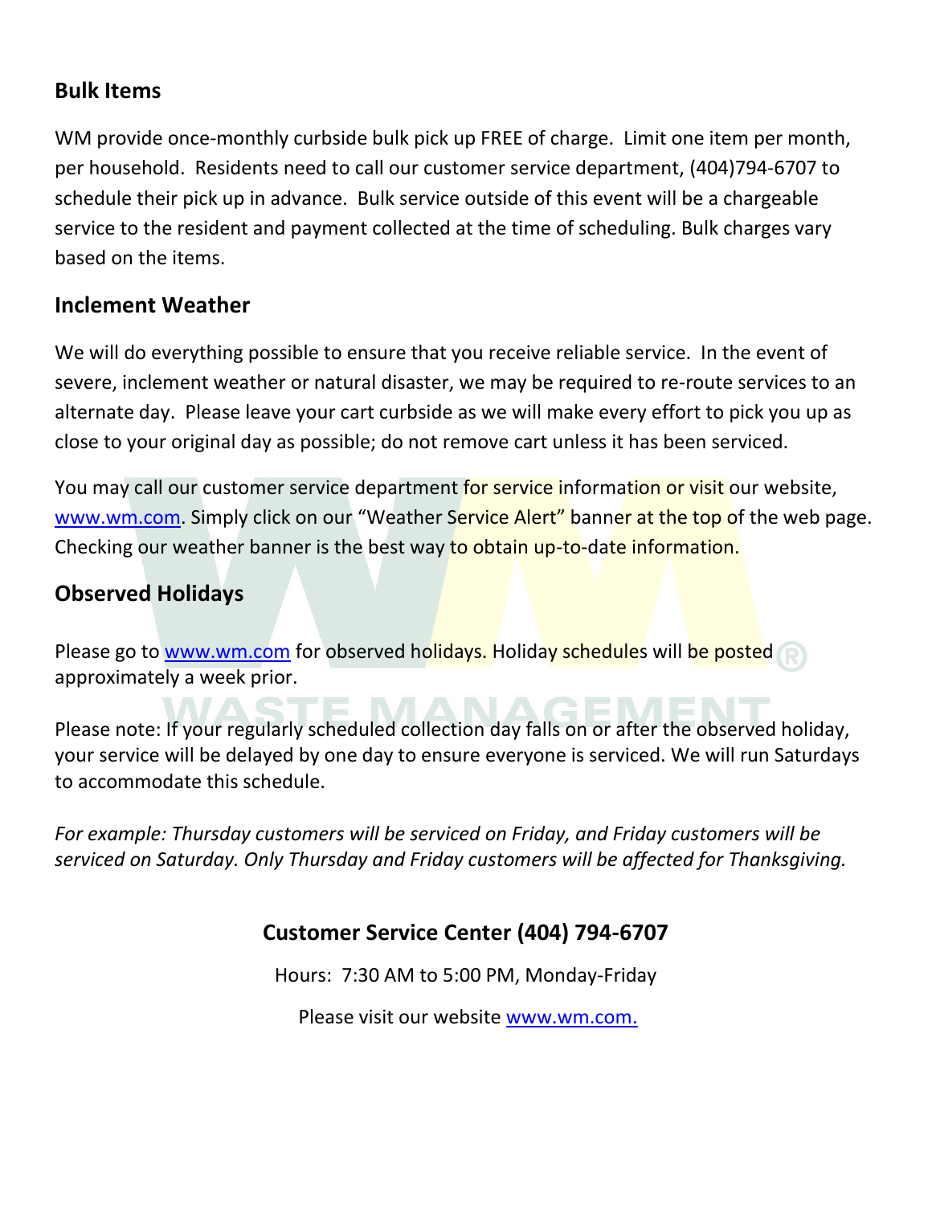## Bulk Items

WM provide once-monthly curbside bulk pick up FREE of charge. Limit one item per month, per household. Residents need to call our customer service department, (404)794-6707 to schedule their pick up in advance. Bulk service outside of this event will be a chargeable service to the resident and payment collected at the time of scheduling. Bulk charges vary based on the items.

## Inclement Weather

We will do everything possible to ensure that you receive reliable service. In the event of severe, inclement weather or natural disaster, we may be required to re-route services to an alternate day. Please leave your cart curbside as we will make every effort to pick you up as close to your original day as possible; do not remove cart unless it has been serviced.

You may call our customer service department for service information or visit our website, [www.wm.com](http://www.wm.com). Simply click on our "Weather Service Alert" banner at the top of the web page. Checking our weather banner is the best way to obtain up-to-date information.

## Observed Holidays

Please go to [www.wm.com](http://www.wm.com) for observed holidays. Holiday schedules will be posted approximately a week prior.

Please note: If your regularly scheduled collection day falls on or after the observed holiday, your service will be delayed by one day to ensure everyone is serviced. We will run Saturdays to accommodate this schedule.

*For example: Thursday customers will be serviced on Friday, and Friday customers will be serviced on Saturday. Only Thursday and Friday customers will be affected for Thanksgiving.*

**Customer Service Center (404) 794-6707**

Hours: 7:30 AM to 5:00 PM, Monday-Friday

Please visit our website [www.wm.com.](http://www.wm.com)